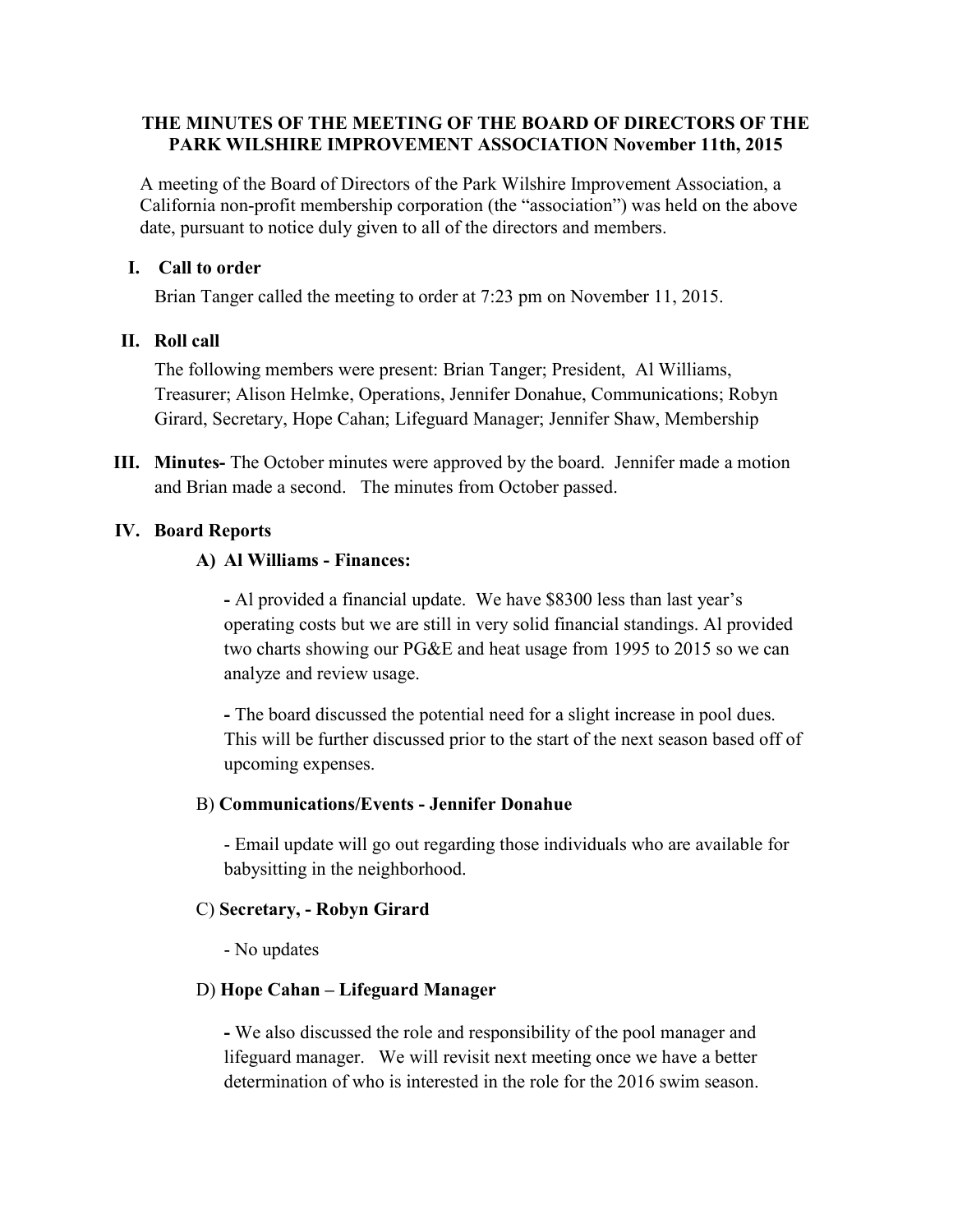# THE MINUTES OF THE MEETING OF THE BOARD OF DIRECTORS OF THE PARK WILSHIRE IMPROVEMENT ASSOCIATION November 11th, 2015

A meeting of the Board of Directors of the Park Wilshire Improvement Association, a California non-profit membership corporation (the "association") was held on the above date, pursuant to notice duly given to all of the directors and members.

## I. Call to order

Brian Tanger called the meeting to order at 7:23 pm on November 11, 2015.

## II. Roll call

The following members were present: Brian Tanger; President, Al Williams, Treasurer; Alison Helmke, Operations, Jennifer Donahue, Communications; Robyn Girard, Secretary, Hope Cahan; Lifeguard Manager; Jennifer Shaw, Membership

## III. Minutes- The October minutes were approved by the board. Jennifer made a motion and Brian made a second. The minutes from October passed.

## IV. Board Reports

### A) Al Williams - Finances:

- Al provided a financial update. We have $8300 less than last year's operating costs but we are still in very solid financial standings. Al provided two charts showing our PG&E and heat usage from 1995 to 2015 so we can analyze and review usage.

- The board discussed the potential need for a slight increase in pool dues. This will be further discussed prior to the start of the next season based off of upcoming expenses.

### B) **Communications/Events - Jennifer Donahue**

- Email update will go out regarding those individuals who are available for babysitting in the neighborhood.

### C) **Secretary, - Robyn Girard**

- No updates

### D) **Hope Cahan – Lifeguard Manager**

- We also discussed the role and responsibility of the pool manager and lifeguard manager. We will revisit next meeting once we have a better determination of who is interested in the role for the 2016 swim season.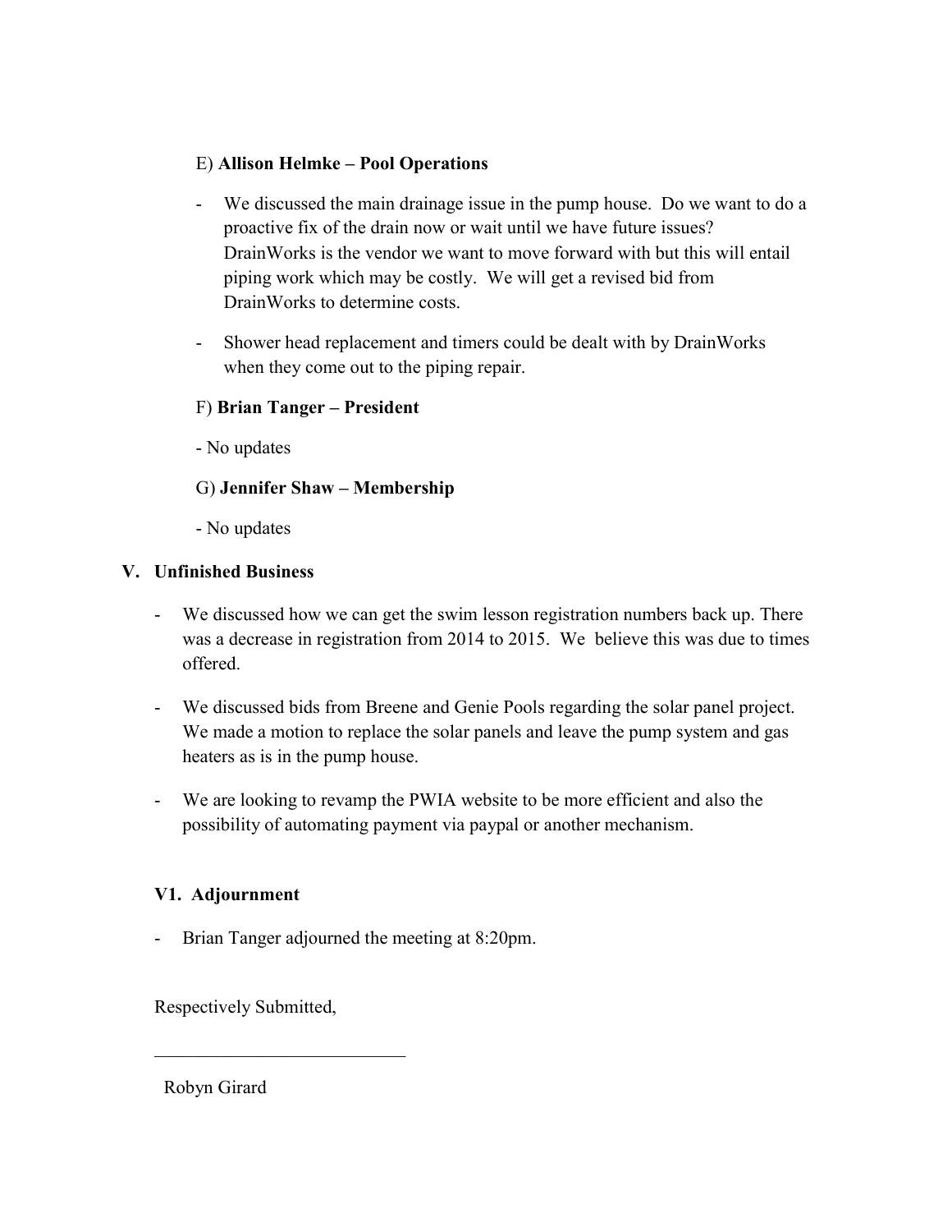E) **Allison Helmke – Pool Operations**

- We discussed the main drainage issue in the pump house. Do we want to do a proactive fix of the drain now or wait until we have future issues? DrainWorks is the vendor we want to move forward with but this will entail piping work which may be costly. We will get a revised bid from DrainWorks to determine costs.

- Shower head replacement and timers could be dealt with by DrainWorks when they come out to the piping repair.

F) **Brian Tanger – President**

- No updates

G) **Jennifer Shaw – Membership**

- No updates

## V. Unfinished Business

- We discussed how we can get the swim lesson registration numbers back up. There was a decrease in registration from 2014 to 2015. We believe this was due to times offered.

- We discussed bids from Breene and Genie Pools regarding the solar panel project. We made a motion to replace the solar panels and leave the pump system and gas heaters as is in the pump house.

- We are looking to revamp the PWIA website to be more efficient and also the possibility of automating payment via paypal or another mechanism.

## V1. Adjournment

- Brian Tanger adjourned the meeting at 8:20pm.

Respectively Submitted,

\_\_\_\_\_\_\_\_\_\_\_\_\_\_\_\_\_\_\_\_\_\_\_\_\_\_\_\_

Robyn Girard